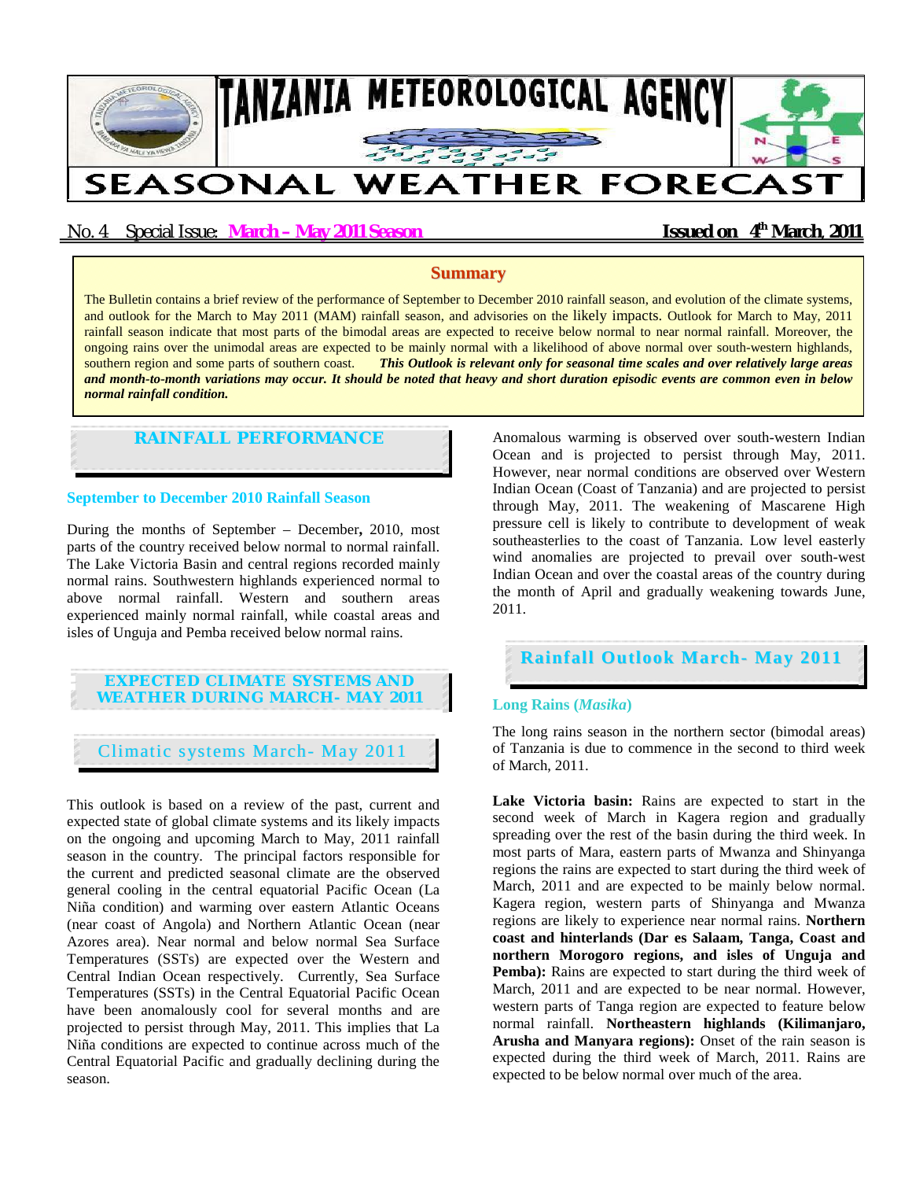# TANZANIA METEOROLOGICAL AGENCY

# SEASONAL WEATHER FORECAST

No. 4 Special Issue: **March – May 2011 Season** **Issued on 4th March, 2011**

## Summary

The Bulletin contains a brief review of the performance of September to December 2010 rainfall season, and evolution of the climate systems, and outlook for the March to May 2011 (MAM) rainfall season, and advisories on the likely impacts. Outlook for March to May, 2011 rainfall season indicate that most parts of the bimodal areas are expected to receive below normal to near normal rainfall. Moreover, the ongoing rains over the unimodal areas are expected to be mainly normal with a likelihood of above normal over south-western highlands, southern region and some parts of southern coast. ***This Outlook is relevant only for seasonal time scales and over relatively large areas and month-to-month variations may occur. It should be noted that heavy and short duration episodic events are common even in below normal rainfall condition.***

## RAINFALL PERFORMANCE

### September to December 2010 Rainfall Season

During the months of September – December**,** 2010, most parts of the country received below normal to normal rainfall. The Lake Victoria Basin and central regions recorded mainly normal rains. Southwestern highlands experienced normal to above normal rainfall. Western and southern areas experienced mainly normal rainfall, while coastal areas and isles of Unguja and Pemba received below normal rains.

## EXPECTED CLIMATE SYSTEMS AND WEATHER DURING MARCH- MAY 2011

### Climatic systems March- May 2011

This outlook is based on a review of the past, current and expected state of global climate systems and its likely impacts on the ongoing and upcoming March to May, 2011 rainfall season in the country. The principal factors responsible for the current and predicted seasonal climate are the observed general cooling in the central equatorial Pacific Ocean (La Niña condition) and warming over eastern Atlantic Oceans (near coast of Angola) and Northern Atlantic Ocean (near Azores area). Near normal and below normal Sea Surface Temperatures (SSTs) are expected over the Western and Central Indian Ocean respectively. Currently, Sea Surface Temperatures (SSTs) in the Central Equatorial Pacific Ocean have been anomalously cool for several months and are projected to persist through May, 2011. This implies that La Niña conditions are expected to continue across much of the Central Equatorial Pacific and gradually declining during the season.

Anomalous warming is observed over south-western Indian Ocean and is projected to persist through May, 2011. However, near normal conditions are observed over Western Indian Ocean (Coast of Tanzania) and are projected to persist through May, 2011. The weakening of Mascarene High pressure cell is likely to contribute to development of weak southeasterlies to the coast of Tanzania. Low level easterly wind anomalies are projected to prevail over south-west Indian Ocean and over the coastal areas of the country during the month of April and gradually weakening towards June, 2011.

## Rainfall Outlook March- May 2011

### Long Rains (*Masika*)

The long rains season in the northern sector (bimodal areas) of Tanzania is due to commence in the second to third week of March, 2011.

**Lake Victoria basin:** Rains are expected to start in the second week of March in Kagera region and gradually spreading over the rest of the basin during the third week. In most parts of Mara, eastern parts of Mwanza and Shinyanga regions the rains are expected to start during the third week of March, 2011 and are expected to be mainly below normal. Kagera region, western parts of Shinyanga and Mwanza regions are likely to experience near normal rains. **Northern coast and hinterlands (Dar es Salaam, Tanga, Coast and northern Morogoro regions, and isles of Unguja and Pemba):** Rains are expected to start during the third week of March, 2011 and are expected to be near normal. However, western parts of Tanga region are expected to feature below normal rainfall. **Northeastern highlands (Kilimanjaro, Arusha and Manyara regions):** Onset of the rain season is expected during the third week of March, 2011. Rains are expected to be below normal over much of the area.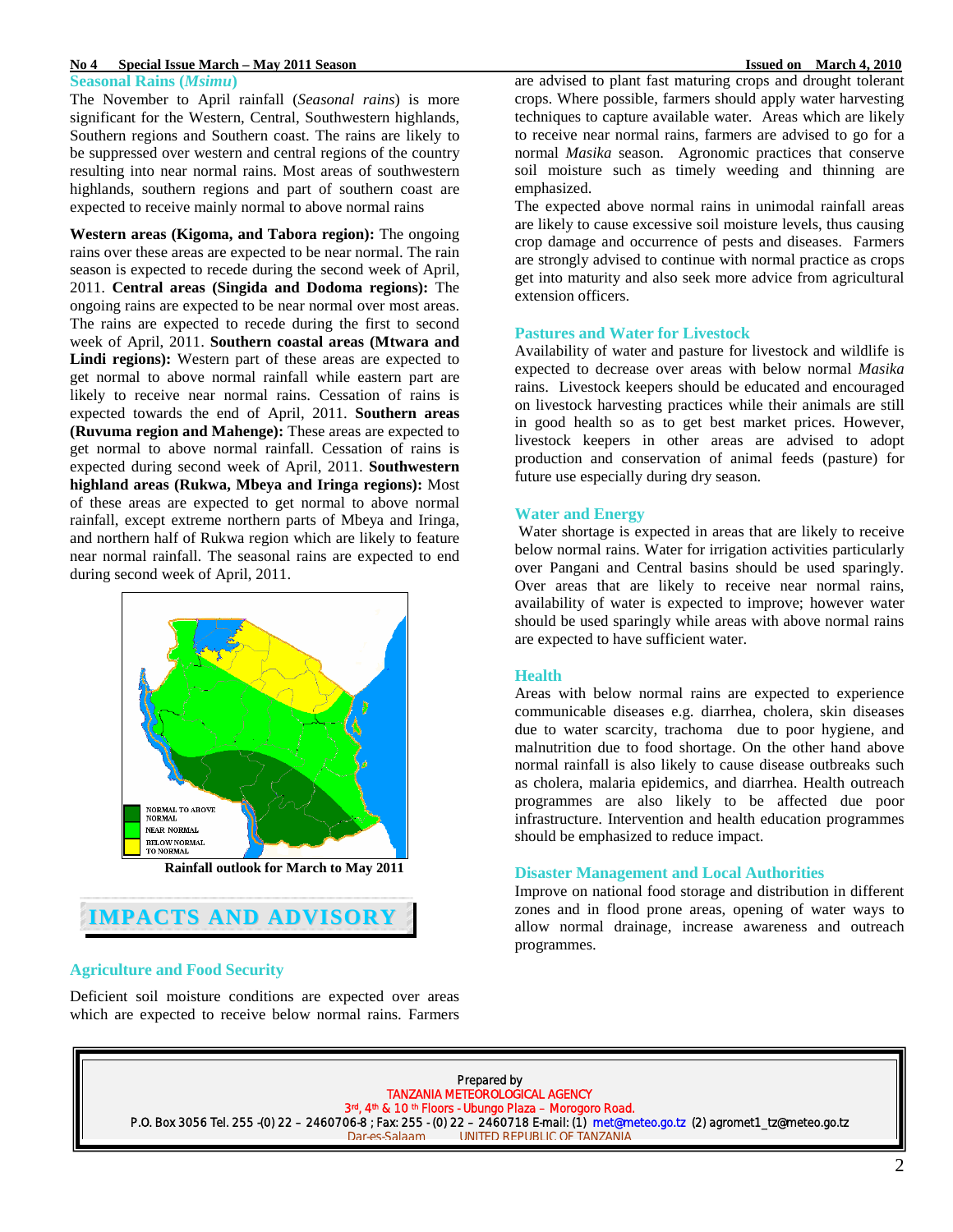### Seasonal Rains (*Msimu*)

The November to April rainfall (*Seasonal rains*) is more significant for the Western, Central, Southwestern highlands, Southern regions and Southern coast. The rains are likely to be suppressed over western and central regions of the country resulting into near normal rains. Most areas of southwestern highlands, southern regions and part of southern coast are expected to receive mainly normal to above normal rains

**Western areas (Kigoma, and Tabora region):** The ongoing rains over these areas are expected to be near normal. The rain season is expected to recede during the second week of April, 2011. **Central areas (Singida and Dodoma regions):** The ongoing rains are expected to be near normal over most areas. The rains are expected to recede during the first to second week of April, 2011. **Southern coastal areas (Mtwara and Lindi regions):** Western part of these areas are expected to get normal to above normal rainfall while eastern part are likely to receive near normal rains. Cessation of rains is expected towards the end of April, 2011. **Southern areas (Ruvuma region and Mahenge):** These areas are expected to get normal to above normal rainfall. Cessation of rains is expected during second week of April, 2011. **Southwestern highland areas (Rukwa, Mbeya and Iringa regions):** Most of these areas are expected to get normal to above normal rainfall, except extreme northern parts of Mbeya and Iringa, and northern half of Rukwa region which are likely to feature near normal rainfall. The seasonal rains are expected to end during second week of April, 2011.

NORMAL TO ABOVE NORMAL
NEAR NORMAL
BELOW NORMAL TO NORMAL

Rainfall outlook for March to May 2011

## IMPACTS AND ADVISORY

### Agriculture and Food Security

Deficient soil moisture conditions are expected over areas which are expected to receive below normal rains. Farmers are advised to plant fast maturing crops and drought tolerant crops. Where possible, farmers should apply water harvesting techniques to capture available water. Areas which are likely to receive near normal rains, farmers are advised to go for a normal *Masika* season. Agronomic practices that conserve soil moisture such as timely weeding and thinning are emphasized.

The expected above normal rains in unimodal rainfall areas are likely to cause excessive soil moisture levels, thus causing crop damage and occurrence of pests and diseases. Farmers are strongly advised to continue with normal practice as crops get into maturity and also seek more advice from agricultural extension officers.

### Pastures and Water for Livestock

Availability of water and pasture for livestock and wildlife is expected to decrease over areas with below normal *Masika* rains. Livestock keepers should be educated and encouraged on livestock harvesting practices while their animals are still in good health so as to get best market prices. However, livestock keepers in other areas are advised to adopt production and conservation of animal feeds (pasture) for future use especially during dry season.

### Water and Energy

Water shortage is expected in areas that are likely to receive below normal rains. Water for irrigation activities particularly over Pangani and Central basins should be used sparingly. Over areas that are likely to receive near normal rains, availability of water is expected to improve; however water should be used sparingly while areas with above normal rains are expected to have sufficient water.

### Health

Areas with below normal rains are expected to experience communicable diseases e.g. diarrhea, cholera, skin diseases due to water scarcity, trachoma due to poor hygiene, and malnutrition due to food shortage. On the other hand above normal rainfall is also likely to cause disease outbreaks such as cholera, malaria epidemics, and diarrhea. Health outreach programmes are also likely to be affected due poor infrastructure. Intervention and health education programmes should be emphasized to reduce impact.

### Disaster Management and Local Authorities

Improve on national food storage and distribution in different zones and in flood prone areas, opening of water ways to allow normal drainage, increase awareness and outreach programmes.

Prepared by
TANZANIA METEOROLOGICAL AGENCY
3rd, 4th & 10 th Floors - Ubungo Plaza – Morogoro Road.
P.O. Box 3056 Tel. 255 -(0) 22 – 2460706-8 ; Fax: 255 - (0) 22 – 2460718 E-mail: (1) met@meteo.go.tz (2) agromet1_tz@meteo.go.tz
Dar-es-Salaam UNITED REPUBLIC OF TANZANIA